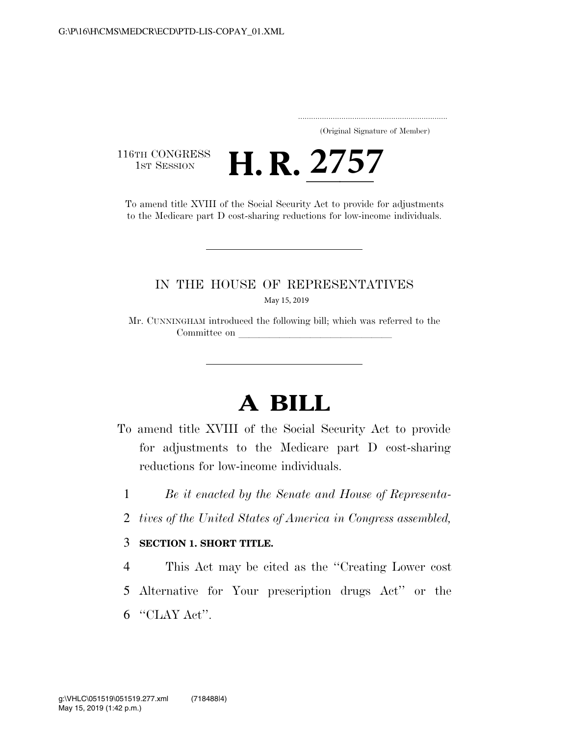(Original Signature of Member)

116TH CONGRESS
1ST SESSION

# H. R. 2757

To amend title XVIII of the Social Security Act to provide for adjustments to the Medicare part D cost-sharing reductions for low-income individuals.

IN THE HOUSE OF REPRESENTATIVES

May 15, 2019

Mr. CUNNINGHAM introduced the following bill; which was referred to the Committee on \_\_\_\_\_\_\_\_\_\_\_\_\_\_\_\_\_\_\_\_\_\_\_\_\_\_\_\_\_\_

# A BILL

To amend title XVIII of the Social Security Act to provide for adjustments to the Medicare part D cost-sharing reductions for low-income individuals.

1 *Be it enacted by the Senate and House of Representa-*
2 *tives of the United States of America in Congress assembled,*

3 **SECTION 1. SHORT TITLE.**

4 This Act may be cited as the ''Creating Lower cost
5 Alternative for Your prescription drugs Act'' or the
6 ''CLAY Act''.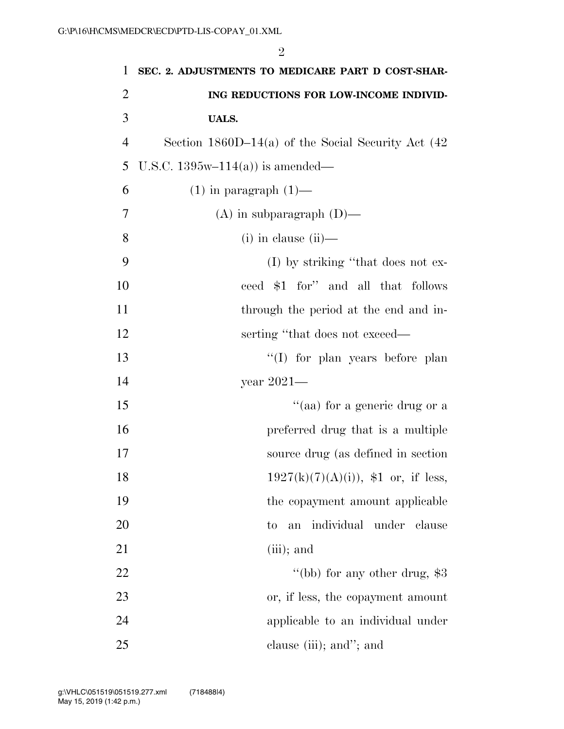**SEC. 2. ADJUSTMENTS TO MEDICARE PART D COST-SHARING REDUCTIONS FOR LOW-INCOME INDIVIDUALS.**

Section 1860D–14(a) of the Social Security Act (42 U.S.C. 1395w–114(a)) is amended—

(1) in paragraph (1)—

(A) in subparagraph (D)—

(i) in clause (ii)—

(I) by striking "that does not exceed $1 for" and all that follows through the period at the end and inserting "that does not exceed—

"(I) for plan years before plan year 2021—

"(aa) for a generic drug or a preferred drug that is a multiple source drug (as defined in section 1927(k)(7)(A)(i)), $1 or, if less, the copayment amount applicable to an individual under clause (iii); and

"(bb) for any other drug, $3 or, if less, the copayment amount applicable to an individual under clause (iii); and"; and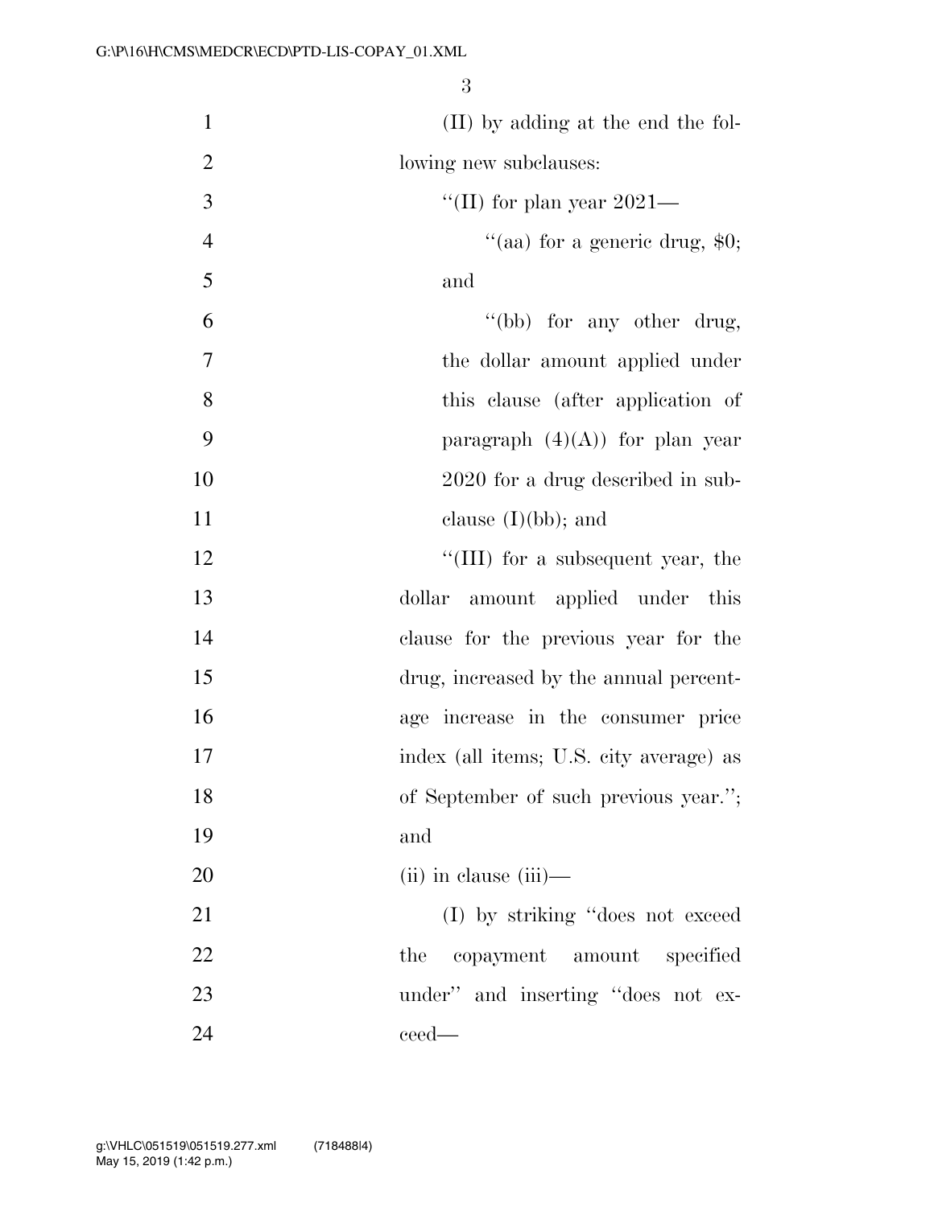(II) by adding at the end the following new subclauses:

''(II) for plan year 2021—

''(aa) for a generic drug, $0; and

''(bb) for any other drug, the dollar amount applied under this clause (after application of paragraph (4)(A)) for plan year 2020 for a drug described in subclause (I)(bb); and

''(III) for a subsequent year, the dollar amount applied under this clause for the previous year for the drug, increased by the annual percentage increase in the consumer price index (all items; U.S. city average) as of September of such previous year.''; and

(ii) in clause (iii)—

(I) by striking ''does not exceed the copayment amount specified under'' and inserting ''does not exceed—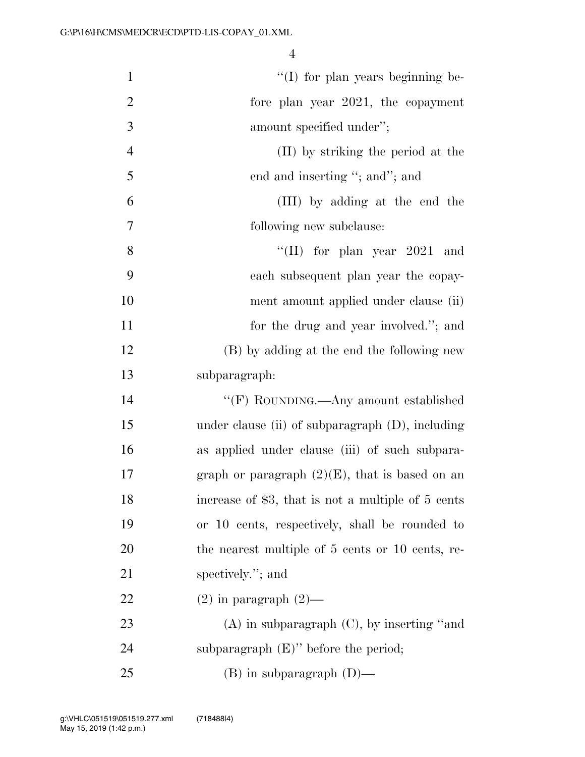"(I) for plan years beginning before plan year 2021, the copayment amount specified under";

(II) by striking the period at the end and inserting "; and"; and

(III) by adding at the end the following new subclause:

"(II) for plan year 2021 and each subsequent plan year the copayment amount applied under clause (ii) for the drug and year involved."; and

(B) by adding at the end the following new subparagraph:

"(F) ROUNDING.—Any amount established under clause (ii) of subparagraph (D), including as applied under clause (iii) of such subparagraph or paragraph (2)(E), that is based on an increase of $3, that is not a multiple of 5 cents or 10 cents, respectively, shall be rounded to the nearest multiple of 5 cents or 10 cents, respectively."; and

(2) in paragraph (2)—

(A) in subparagraph (C), by inserting "and subparagraph (E)" before the period;

(B) in subparagraph (D)—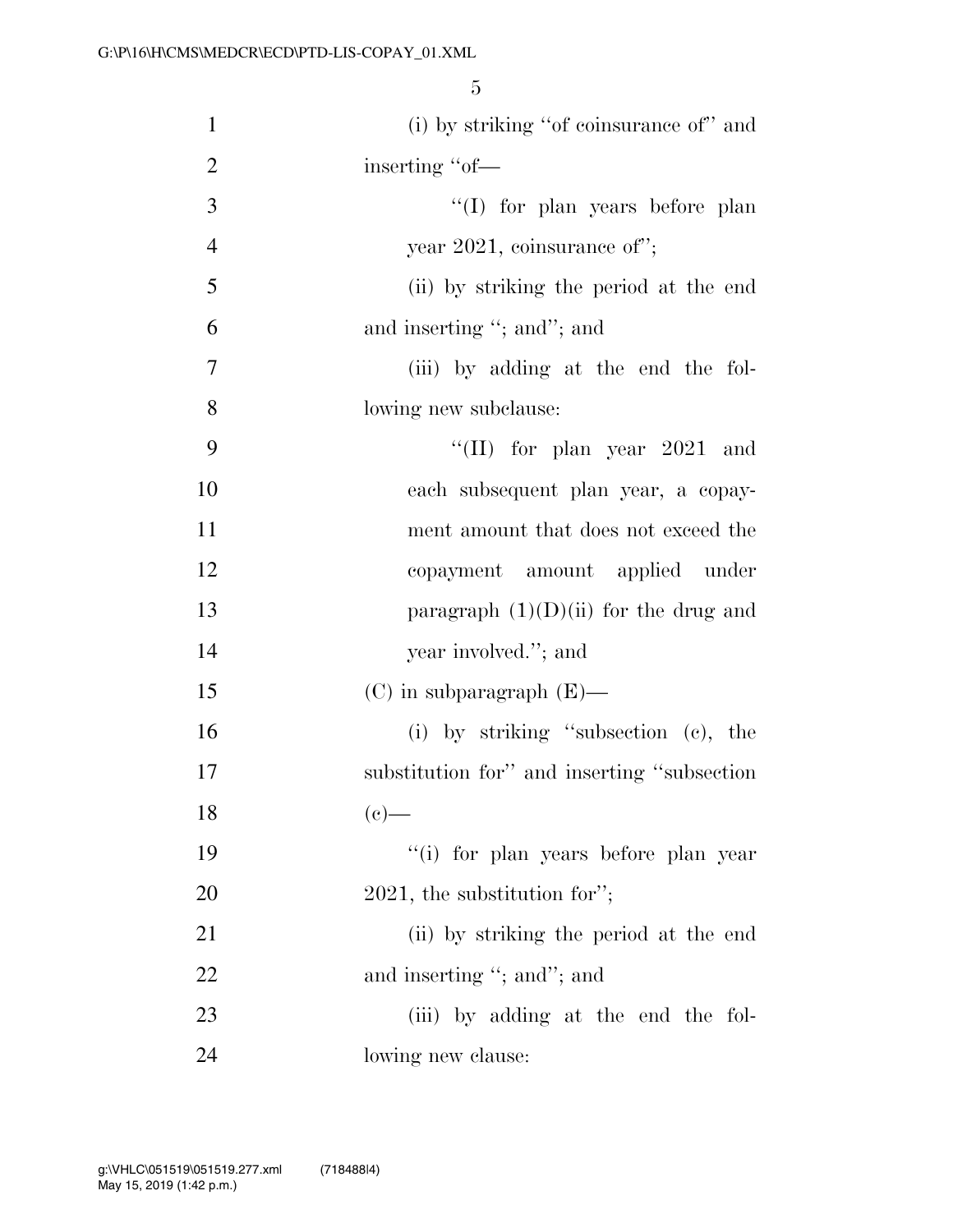(i) by striking "of coinsurance of" and inserting "of—

"(I) for plan years before plan year 2021, coinsurance of";

(ii) by striking the period at the end and inserting "; and"; and

(iii) by adding at the end the following new subclause:

"(II) for plan year 2021 and each subsequent plan year, a copayment amount that does not exceed the copayment amount applied under paragraph (1)(D)(ii) for the drug and year involved."; and

(C) in subparagraph (E)—

(i) by striking "subsection (c), the substitution for" and inserting "subsection (c)—

"(i) for plan years before plan year 2021, the substitution for";

(ii) by striking the period at the end and inserting "; and"; and

(iii) by adding at the end the following new clause: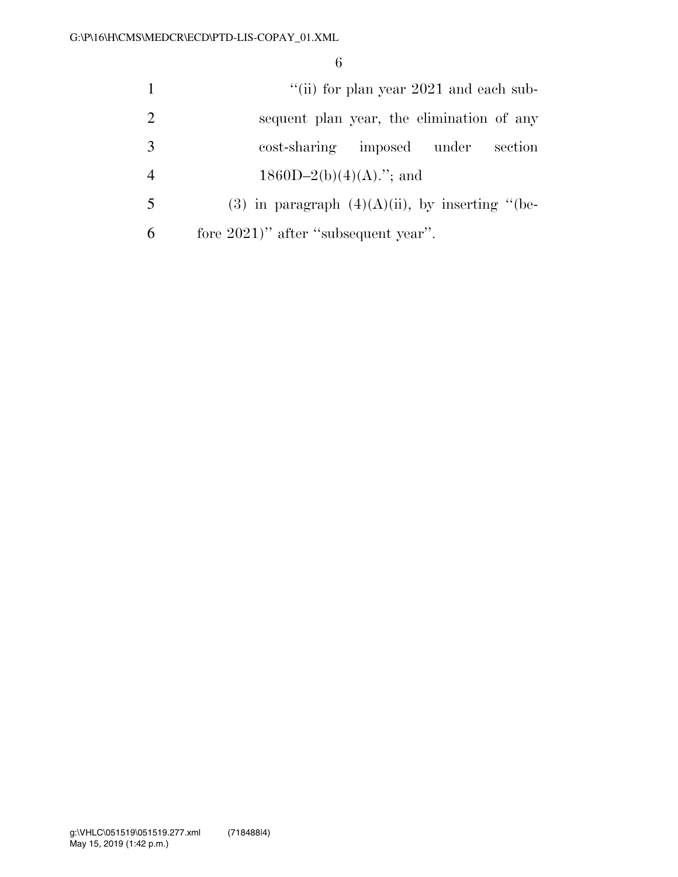"(ii) for plan year 2021 and each subsequent plan year, the elimination of any cost-sharing imposed under section 1860D–2(b)(4)(A)."; and

(3) in paragraph (4)(A)(ii), by inserting "(before 2021)" after "subsequent year".